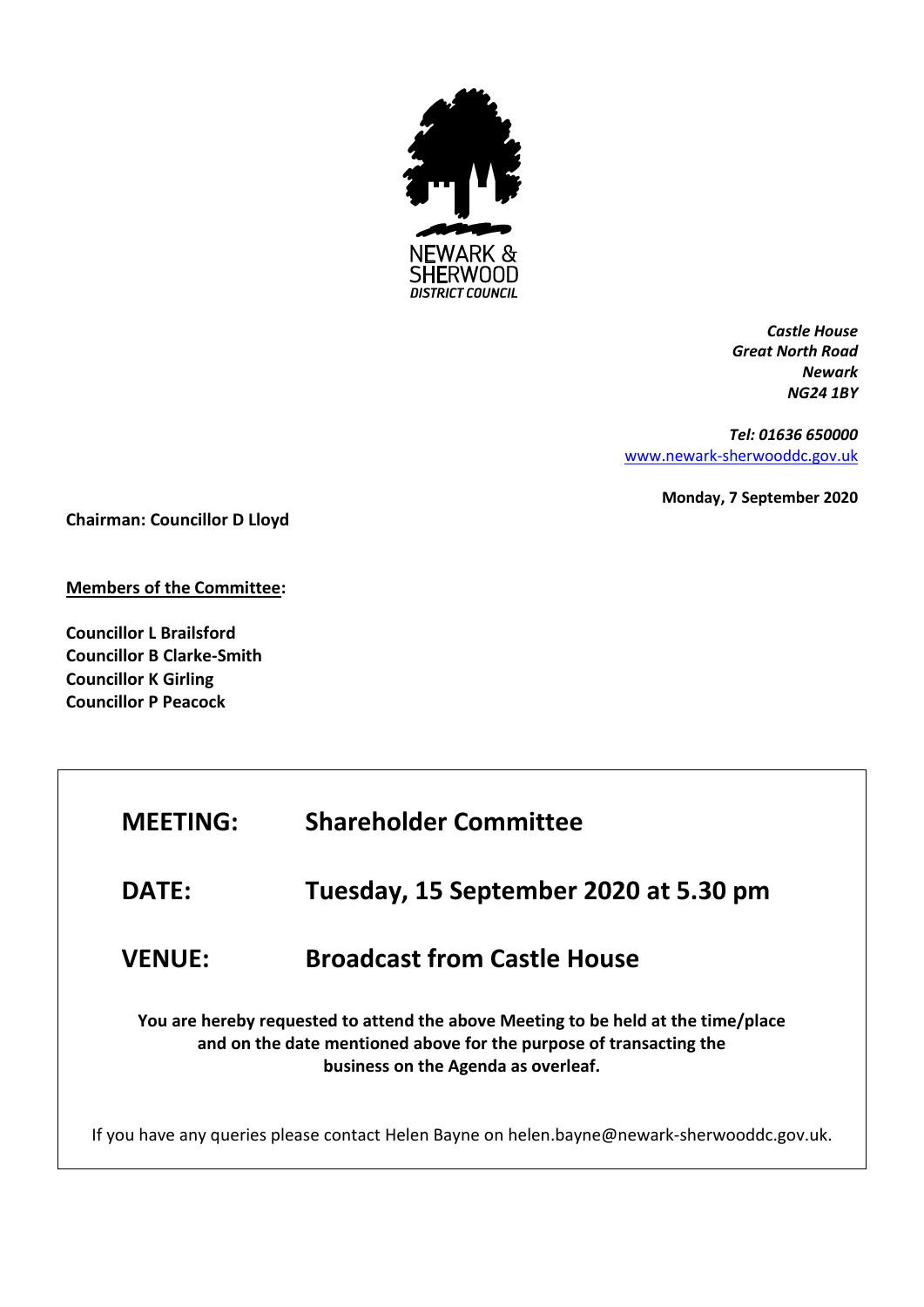NEWARK & SHERWOOD
*DISTRICT COUNCIL*

***Castle House***
***Great North Road***
***Newark***
***NG24 1BY***

***Tel: 01636 650000***
[www.newark-sherwooddc.gov.uk](http://www.newark-sherwooddc.gov.uk)

**Monday, 7 September 2020**

**Chairman: Councillor D Lloyd**

**Members of the Committee:**

**Councillor L Brailsford**
**Councillor B Clarke-Smith**
**Councillor K Girling**
**Councillor P Peacock**

| | |
|---|---|
| **MEETING:** | **Shareholder Committee** |
| **DATE:** | **Tuesday, 15 September 2020 at 5.30 pm** |
| **VENUE:** | **Broadcast from Castle House** |

**You are hereby requested to attend the above Meeting to be held at the time/place and on the date mentioned above for the purpose of transacting the business on the Agenda as overleaf.**

If you have any queries please contact Helen Bayne on helen.bayne@newark-sherwooddc.gov.uk.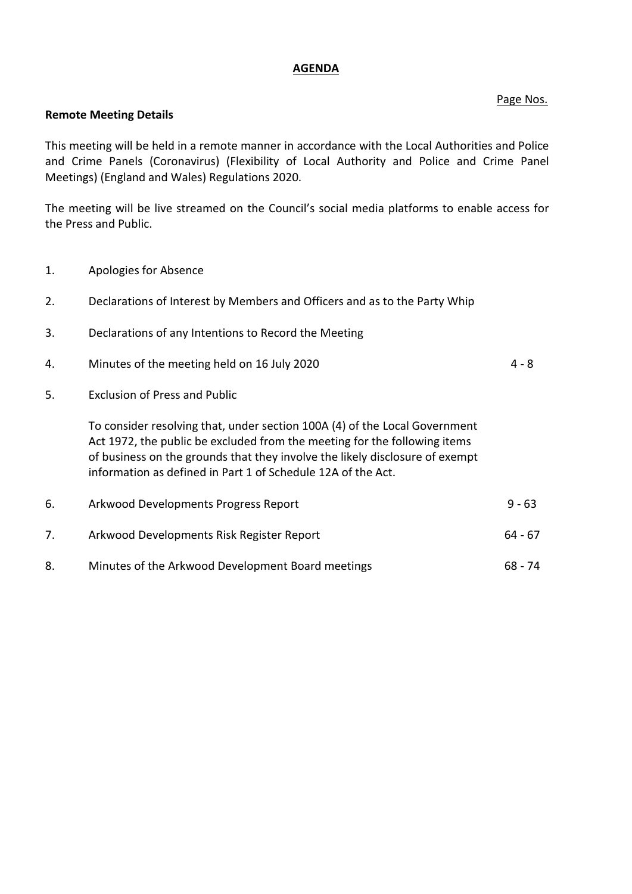# AGENDA

Page Nos.

**Remote Meeting Details**

This meeting will be held in a remote manner in accordance with the Local Authorities and Police and Crime Panels (Coronavirus) (Flexibility of Local Authority and Police and Crime Panel Meetings) (England and Wales) Regulations 2020.

The meeting will be live streamed on the Council's social media platforms to enable access for the Press and Public.

| | | |
|---|---|---|
| 1. | Apologies for Absence | |
| 2. | Declarations of Interest by Members and Officers and as to the Party Whip | |
| 3. | Declarations of any Intentions to Record the Meeting | |
| 4. | Minutes of the meeting held on 16 July 2020 | 4 - 8 |
| 5. | Exclusion of Press and Public<br><br>To consider resolving that, under section 100A (4) of the Local Government Act 1972, the public be excluded from the meeting for the following items of business on the grounds that they involve the likely disclosure of exempt information as defined in Part 1 of Schedule 12A of the Act. | |
| 6. | Arkwood Developments Progress Report | 9 - 63 |
| 7. | Arkwood Developments Risk Register Report | 64 - 67 |
| 8. | Minutes of the Arkwood Development Board meetings | 68 - 74 |